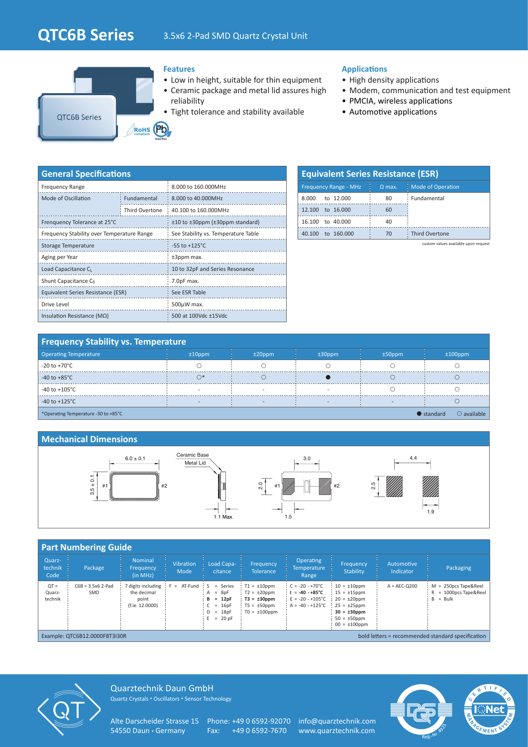# QTC6B Series

3.5x6 2-Pad SMD Quartz Crystal Unit

QTC6B Series

RoHS compliant · Pb lead-free

## Features

- Low in height, suitable for thin equipment
- Ceramic package and metal lid assures high reliability
- Tight tolerance and stability available

## Applications

- High density applications
- Modem, communication and test equipment
- PMCIA, wireless applications
- Automotive applications

## General Specifications

| Parameter | | Value |
|---|---|---|
| Frequency Range | | 8.000 to 160.000MHz |
| Mode of Oscillation | Fundamental | 8.000 to 40.000MHz |
| | Third Overtone | 40.100 to 160.000MHz |
| Frenquency Tolerance at 25°C | | ±10 to ±30ppm (±30ppm standard) |
| Frequency Stability over Temperature Range | | See Stability vs. Temperature Table |
| Storage Temperature | | -55 to +125°C |
| Aging per Year | | ±3ppm max. |
| Load Capacitance $C_L$ | | 10 to 32pF and Series Resonance |
| Shunt Capacitance $C_0$ | | 7.0pF max. |
| Equivalent Series Resistance (ESR) | | See ESR Table |
| Drive Level | | 500µW max. |
| Insulation Resistance (MΩ) | | 500 at 100Vdc ±15Vdc |

## Equivalent Series Resistance (ESR)

| Frequency Range - MHz | Ω max. | Mode of Operation |
|---|---|---|
| 8.000 to 12.000 | 80 | Fundamental |
| 12.100 to 16.000 | 60 | |
| 16.100 to 40.000 | 40 | |
| 40.100 to 160.000 | 70 | Third Overtone |

custom values available upon request

## Frequency Stability vs. Temperature

| Operating Temperature | ±10ppm | ±20ppm | ±30ppm | ±50ppm | ±100ppm |
|---|---|---|---|---|---|
| -20 to +70°C | ○ | ○ | ○ | ○ | ○ |
| -40 to +85°C | ○* | ○ | ● | ○ | ○ |
| -40 to +105°C | - | - | - | ○ | ○ |
| -40 to +125°C | - | - | - | - | ○ |

*Operating Temperature -30 to +85°C

● standard ○ available

## Mechanical Dimensions

6.0 ± 0.1; 3.5 ± 0.1; #1; #2; Ceramic Base; Metal Lid; 1.1 Max.; 3.0; 2.0; 1.5; 4.4; 2.5; 1.9

## Part Numbering Guide

| Quarz-technik Code | Package | Nominal Frequency (in MHz) | Vibration Mode | Load Capa-citance | Frequency Tolerance | Operating Temperature Range | Frequency Stability | Automotive Indicator | Packaging |
|---|---|---|---|---|---|---|---|---|---|
| QT = Quarz-technik | C6B = 3.5x6 2-Pad SMD | 7 digits including the decimal point (f.ie. 12.0000) | F = AT-Fund | S = Series<br>A = 8pF<br>**B = 12pF**<br>C = 16pF<br>D = 18pF<br>E = 20 pF | T1 = ±10ppm<br>T2 = ±20ppm<br>**T3 = ±30ppm**<br>T5 = ±50ppm<br>T0 = ±100ppm | C = -20 - +70°C<br>**I = -40 - +85°C**<br>E = -20 - +105°C<br>A = -40 - +125°C | 10 = ±10ppm<br>15 = ±15ppm<br>20 = ±20ppm<br>25 = ±25ppm<br>**30 = ±30ppm**<br>50 = ±50ppm<br>00 = ±100ppm | A = AEC-Q200 | M = 250pcs Tape&Reel<br>R = 1000pcs Tape&Reel<br>B = Bulk |

Example: QTC6B12.0000FBT3I30R

bold letters = recommended standard specification

Quarztechnik Daun GmbH
Quartz Crystals • Oscillators • Sensor Technology

Alte Darscheider Strasse 15
54550 Daun • Germany

Phone: +49 0 6592-92070
Fax: +49 0 6592-7670

info@quarztechnik.com
www.quarztechnik.com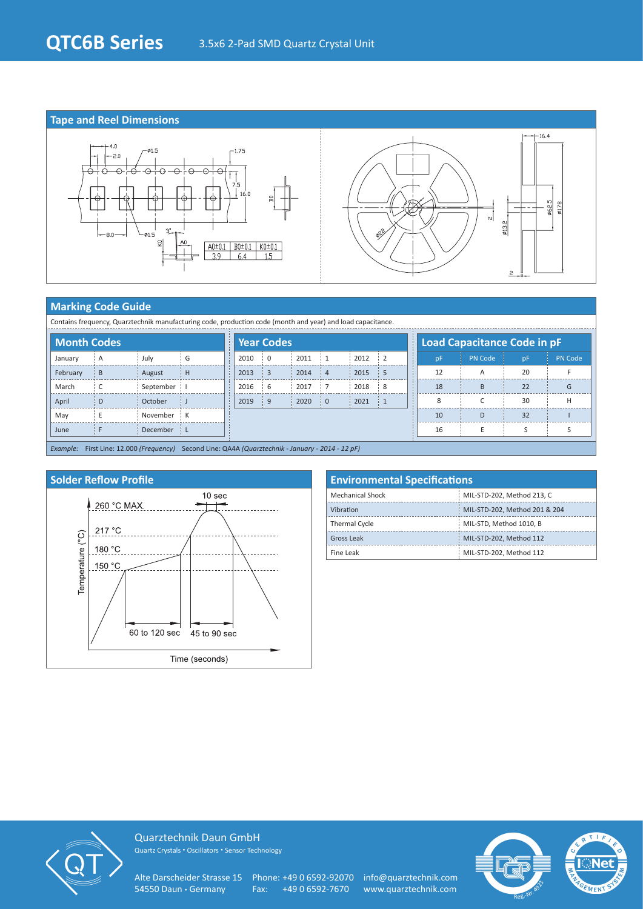# QTC6B Series

3.5x6 2-Pad SMD Quartz Crystal Unit

## Tape and Reel Dimensions

4.0
2.0
ø1.5
1.75
7.5
16.0
B0
8.0
ø1.5
3°
K0
A0

| A0±0.1 | B0±0.1 | K0±0.1 |
|---|---|---|
| 3.9 | 6.4 | 1.5 |

16.4
ø22
2
ø13.2
ø62.5
ø178
2

## Marking Code Guide

Contains frequency, Quarztechnik manufacturing code, production code (month and year) and load capacitance.

### Month Codes

| | | | |
|---|---|---|---|
| January | A | July | G |
| February | B | August | H |
| March | C | September | I |
| April | D | October | J |
| May | E | November | K |
| June | F | December | L |

### Year Codes

| | | | | | |
|---|---|---|---|---|---|
| 2010 | 0 | 2011 | 1 | 2012 | 2 |
| 2013 | 3 | 2014 | 4 | 2015 | 5 |
| 2016 | 6 | 2017 | 7 | 2018 | 8 |
| 2019 | 9 | 2020 | 0 | 2021 | 1 |

### Load Capacitance Code in pF

| pF | PN Code | pF | PN Code |
|---|---|---|---|
| 12 | A | 20 | F |
| 18 | B | 22 | G |
| 8 | C | 30 | H |
| 10 | D | 32 | I |
| 16 | E | S | S |

*Example:* First Line: 12.000 *(Frequency)* Second Line: QA4A *(Quarztechnik - January - 2014 - 12 pF)*

## Solder Reflow Profile

10 sec
260 °C MAX.
217 °C
180 °C
150 °C
Temperature (°C)
60 to 120 sec
45 to 90 sec
Time (seconds)

## Environmental Specifications

| | |
|---|---|
| Mechanical Shock | MIL-STD-202, Method 213, C |
| Vibration | MIL-STD-202, Method 201 & 204 |
| Thermal Cycle | MIL-STD, Method 1010, B |
| Gross Leak | MIL-STD-202, Method 112 |
| Fine Leak | MIL-STD-202, Method 112 |

Quarztechnik Daun GmbH
Quartz Crystals • Oscillators • Sensor Technology

Alte Darscheider Strasse 15
54550 Daun • Germany

Phone: +49 0 6592-92070
Fax: +49 0 6592-7670

info@quarztechnik.com
www.quarztechnik.com